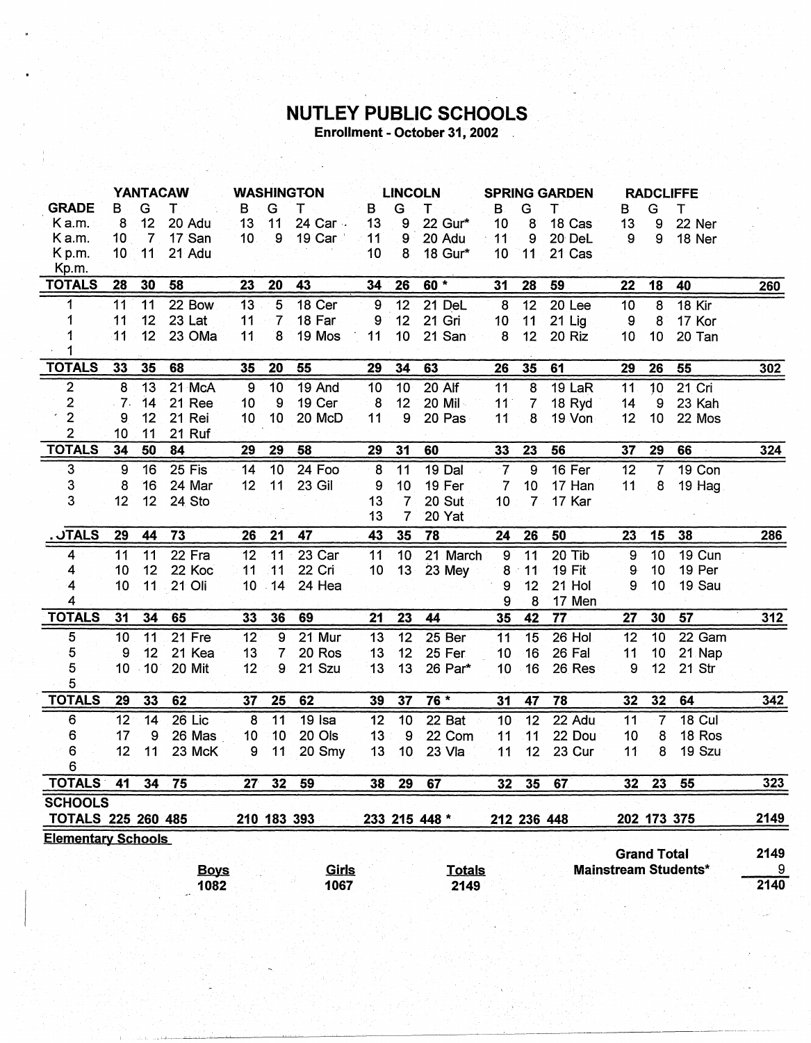# NUTLEY PUBLIC SCHOOLS

**Enrollment - October 31, 2002**

| GRADE | YANTACAW B | G | T | | WASHINGTON B | G | T | | LINCOLN B | G | T | | SPRING GARDEN B | G | T | | RADCLIFFE B | G | T | | |
|---|---|---|---|---|---|---|---|---|---|---|---|---|---|---|---|---|---|---|---|---|---|
| K a.m. | 8 | 12 | 20 | Adu | 13 | 11 | 24 | Car | 13 | 9 | 22 | Gur* | 10 | 8 | 18 | Cas | 13 | 9 | 22 | Ner | |
| K a.m. | 10 | 7 | 17 | San | 10 | 9 | 19 | Car | 11 | 9 | 20 | Adu | 11 | 9 | 20 | DeL | 9 | 9 | 18 | Ner | |
| K p.m. | 10 | 11 | 21 | Adu | | | | | 10 | 8 | 18 | Gur* | 10 | 11 | 21 | Cas | | | | | |
| Kp.m. | | | | | | | | | | | | | | | | | | | | | |
| **TOTALS** | **28** | **30** | **58** | | **23** | **20** | **43** | | **34** | **26** | **60 *** | | **31** | **28** | **59** | | **22** | **18** | **40** | | **260** |
| 1 | 11 | 11 | 22 | Bow | 13 | 5 | 18 | Cer | 9 | 12 | 21 | DeL | 8 | 12 | 20 | Lee | 10 | 8 | 18 | Kir | |
| 1 | 11 | 12 | 23 | Lat | 11 | 7 | 18 | Far | 9 | 12 | 21 | Gri | 10 | 11 | 21 | Lig | 9 | 8 | 17 | Kor | |
| 1 | 11 | 12 | 23 | OMa | 11 | 8 | 19 | Mos | 11 | 10 | 21 | San | 8 | 12 | 20 | Riz | 10 | 10 | 20 | Tan | |
| 1 | | | | | | | | | | | | | | | | | | | | | |
| **TOTALS** | **33** | **35** | **68** | | **35** | **20** | **55** | | **29** | **34** | **63** | | **26** | **35** | **61** | | **29** | **26** | **55** | | **302** |
| 2 | 8 | 13 | 21 | McA | 9 | 10 | 19 | And | 10 | 10 | 20 | Alf | 11 | 8 | 19 | LaR | 11 | 10 | 21 | Cri | |
| 2 | 7 | 14 | 21 | Ree | 10 | 9 | 19 | Cer | 8 | 12 | 20 | Mil | 11 | 7 | 18 | Ryd | 14 | 9 | 23 | Kah | |
| 2 | 9 | 12 | 21 | Rei | 10 | 10 | 20 | McD | 11 | 9 | 20 | Pas | 11 | 8 | 19 | Von | 12 | 10 | 22 | Mos | |
| 2 | 10 | 11 | 21 | Ruf | | | | | | | | | | | | | | | | | |
| **TOTALS** | **34** | **50** | **84** | | **29** | **29** | **58** | | **29** | **31** | **60** | | **33** | **23** | **56** | | **37** | **29** | **66** | | **324** |
| 3 | 9 | 16 | 25 | Fis | 14 | 10 | 24 | Foo | 8 | 11 | 19 | Dal | 7 | 9 | 16 | Fer | 12 | 7 | 19 | Con | |
| 3 | 8 | 16 | 24 | Mar | 12 | 11 | 23 | Gil | 9 | 10 | 19 | Fer | 7 | 10 | 17 | Han | 11 | 8 | 19 | Hag | |
| 3 | 12 | 12 | 24 | Sto | | | | | 13 | 7 | 20 | Sut | 10 | 7 | 17 | Kar | | | | | |
| | | | | | | | | | 13 | 7 | 20 | Yat | | | | | | | | | |
| **TOTALS** | **29** | **44** | **73** | | **26** | **21** | **47** | | **43** | **35** | **78** | | **24** | **26** | **50** | | **23** | **15** | **38** | | **286** |
| 4 | 11 | 11 | 22 | Fra | 12 | 11 | 23 | Car | 11 | 10 | 21 | March | 9 | 11 | 20 | Tib | 9 | 10 | 19 | Cun | |
| 4 | 10 | 12 | 22 | Koc | 11 | 11 | 22 | Cri | 10 | 13 | 23 | Mey | 8 | 11 | 19 | Fit | 9 | 10 | 19 | Per | |
| 4 | 10 | 11 | 21 | Oli | 10 | 14 | 24 | Hea | | | | | 9 | 12 | 21 | Hol | 9 | 10 | 19 | Sau | |
| 4 | | | | | | | | | | | | | 9 | 8 | 17 | Men | | | | | |
| **TOTALS** | **31** | **34** | **65** | | **33** | **36** | **69** | | **21** | **23** | **44** | | **35** | **42** | **77** | | **27** | **30** | **57** | | **312** |
| 5 | 10 | 11 | 21 | Fre | 12 | 9 | 21 | Mur | 13 | 12 | 25 | Ber | 11 | 15 | 26 | Hol | 12 | 10 | 22 | Gam | |
| 5 | 9 | 12 | 21 | Kea | 13 | 7 | 20 | Ros | 13 | 12 | 25 | Fer | 10 | 16 | 26 | Fal | 11 | 10 | 21 | Nap | |
| 5 | 10 | 10 | 20 | Mit | 12 | 9 | 21 | Szu | 13 | 13 | 26 | Par* | 10 | 16 | 26 | Res | 9 | 12 | 21 | Str | |
| 5 | | | | | | | | | | | | | | | | | | | | | |
| **TOTALS** | **29** | **33** | **62** | | **37** | **25** | **62** | | **39** | **37** | **76 *** | | **31** | **47** | **78** | | **32** | **32** | **64** | | **342** |
| 6 | 12 | 14 | 26 | Lic | 8 | 11 | 19 | Isa | 12 | 10 | 22 | Bat | 10 | 12 | 22 | Adu | 11 | 7 | 18 | Cul | |
| 6 | 17 | 9 | 26 | Mas | 10 | 10 | 20 | Ols | 13 | 9 | 22 | Com | 11 | 11 | 22 | Dou | 10 | 8 | 18 | Ros | |
| 6 | 12 | 11 | 23 | McK | 9 | 11 | 20 | Smy | 13 | 10 | 23 | Vla | 11 | 12 | 23 | Cur | 11 | 8 | 19 | Szu | |
| 6 | | | | | | | | | | | | | | | | | | | | | |
| **TOTALS** | **41** | **34** | **75** | | **27** | **32** | **59** | | **38** | **29** | **67** | | **32** | **35** | **67** | | **32** | **23** | **55** | | **323** |
| **SCHOOLS TOTALS** | **225** | **260** | **485** | | **210** | **183** | **393** | | **233** | **215** | **448 *** | | **212** | **236** | **448** | | **202** | **173** | **375** | | **2149** |

**Elementary Schools**

| Boys | Girls | Totals |
|---|---|---|
| 1082 | 1067 | 2149 |

| | |
|---|---|
| **Grand Total** | **2149** |
| **Mainstream Students*** | **9** |
| | **2140** |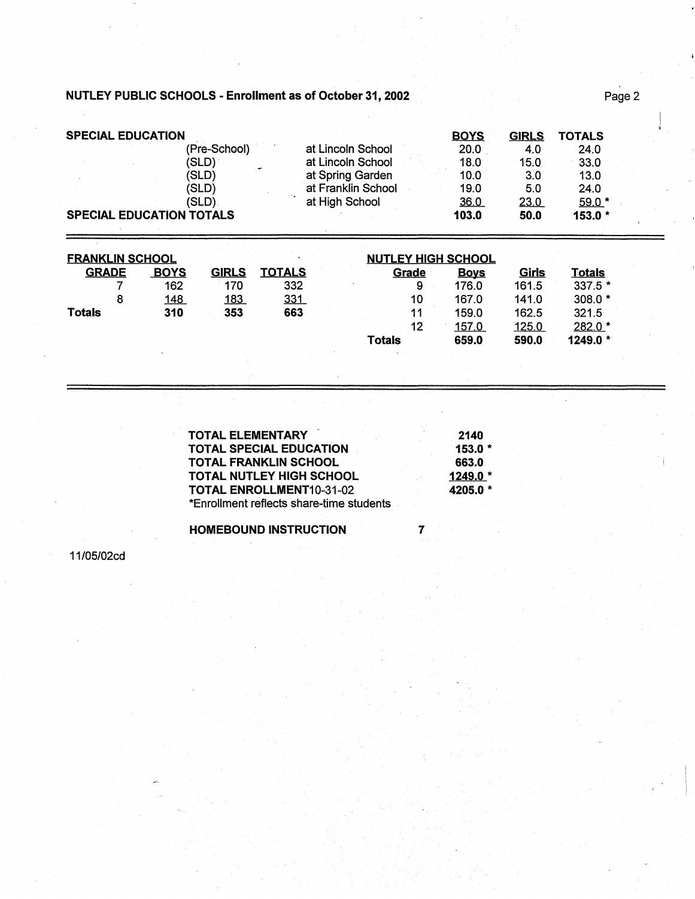## NUTLEY PUBLIC SCHOOLS - Enrollment as of October 31, 2002

| SPECIAL EDUCATION | | BOYS | GIRLS | TOTALS |
|---|---|---|---|---|
| (Pre-School) | at Lincoln School | 20.0 | 4.0 | 24.0 |
| (SLD) | at Lincoln School | 18.0 | 15.0 | 33.0 |
| (SLD) | at Spring Garden | 10.0 | 3.0 | 13.0 |
| (SLD) | at Franklin School | 19.0 | 5.0 | 24.0 |
| (SLD) | at High School | 36.0 | 23.0 | 59.0 * |
| **SPECIAL EDUCATION TOTALS** | | **103.0** | **50.0** | **153.0 *** |

**FRANKLIN SCHOOL**

| GRADE | BOYS | GIRLS | TOTALS |
|---|---|---|---|
| 7 | 162 | 170 | 332 |
| 8 | 148 | 183 | 331 |
| **Totals** | **310** | **353** | **663** |

**NUTLEY HIGH SCHOOL**

| Grade | Boys | Girls | Totals |
|---|---|---|---|
| 9 | 176.0 | 161.5 | 337.5 * |
| 10 | 167.0 | 141.0 | 308.0 * |
| 11 | 159.0 | 162.5 | 321.5 |
| 12 | 157.0 | 125.0 | 282.0 * |
| **Totals** | **659.0** | **590.0** | **1249.0 *** |

| | |
|---|---|
| **TOTAL ELEMENTARY** | **2140** |
| **TOTAL SPECIAL EDUCATION** | **153.0 *** |
| **TOTAL FRANKLIN SCHOOL** | **663.0** |
| **TOTAL NUTLEY HIGH SCHOOL** | **1249.0 *** |
| **TOTAL ENROLLMENT**10-31-02 | **4205.0 *** |

*Enrollment reflects share-time students

**HOMEBOUND INSTRUCTION** **7**

11/05/02cd